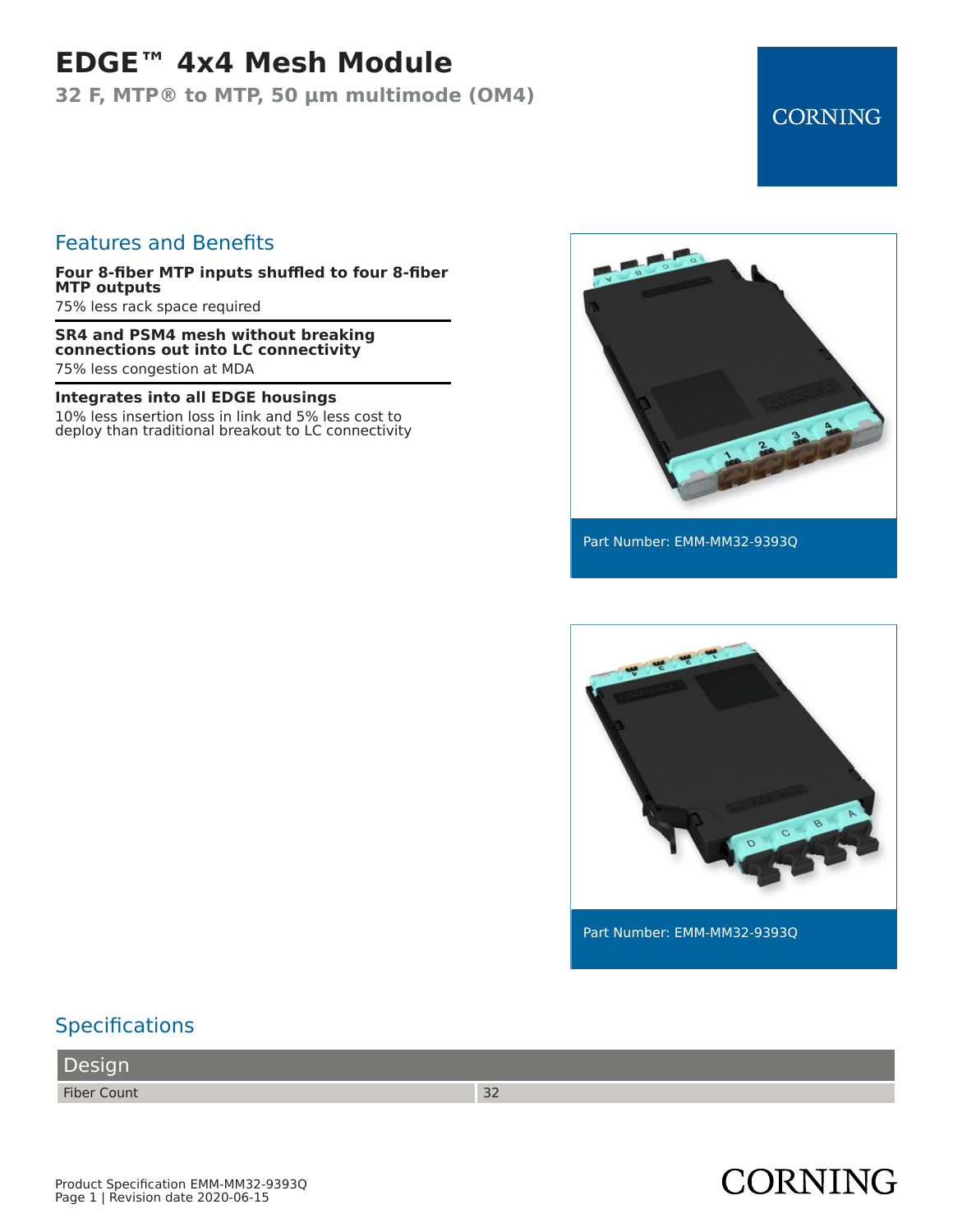# EDGE™ 4x4 Mesh Module

**32 F, MTP® to MTP, 50 µm multimode (OM4)**

CORNING

## Features and Benefits

**Four 8-fiber MTP inputs shuffled to four 8-fiber MTP outputs**

75% less rack space required

**SR4 and PSM4 mesh without breaking connections out into LC connectivity**

75% less congestion at MDA

**Integrates into all EDGE housings**

10% less insertion loss in link and 5% less cost to deploy than traditional breakout to LC connectivity

Part Number: EMM-MM32-9393Q

Part Number: EMM-MM32-9393Q

## Specifications

| Design | |
|---|---|
| Fiber Count | 32 |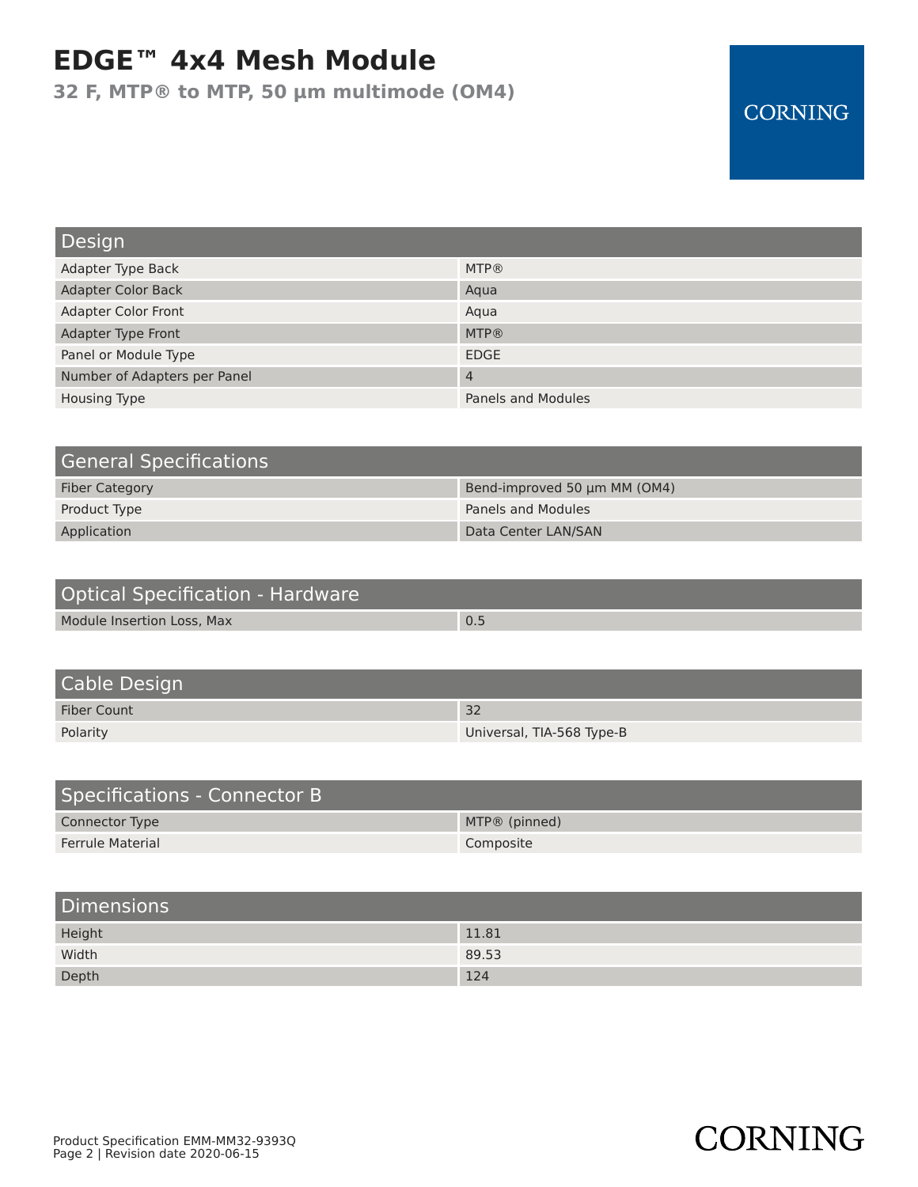# EDGE™ 4x4 Mesh Module

**32 F, MTP® to MTP, 50 µm multimode (OM4)**

## Design

| Design | |
|---|---|
| Adapter Type Back | MTP® |
| Adapter Color Back | Aqua |
| Adapter Color Front | Aqua |
| Adapter Type Front | MTP® |
| Panel or Module Type | EDGE |
| Number of Adapters per Panel | 4 |
| Housing Type | Panels and Modules |

## General Specifications

| General Specifications | |
|---|---|
| Fiber Category | Bend-improved 50 µm MM (OM4) |
| Product Type | Panels and Modules |
| Application | Data Center LAN/SAN |

## Optical Specification - Hardware

| Optical Specification - Hardware | |
|---|---|
| Module Insertion Loss, Max | 0.5 |

## Cable Design

| Cable Design | |
|---|---|
| Fiber Count | 32 |
| Polarity | Universal, TIA-568 Type-B |

## Specifications - Connector B

| Specifications - Connector B | |
|---|---|
| Connector Type | MTP® (pinned) |
| Ferrule Material | Composite |

## Dimensions

| Dimensions | |
|---|---|
| Height | 11.81 |
| Width | 89.53 |
| Depth | 124 |

Product Specification EMM-MM32-9393Q
Page 2 | Revision date 2020-06-15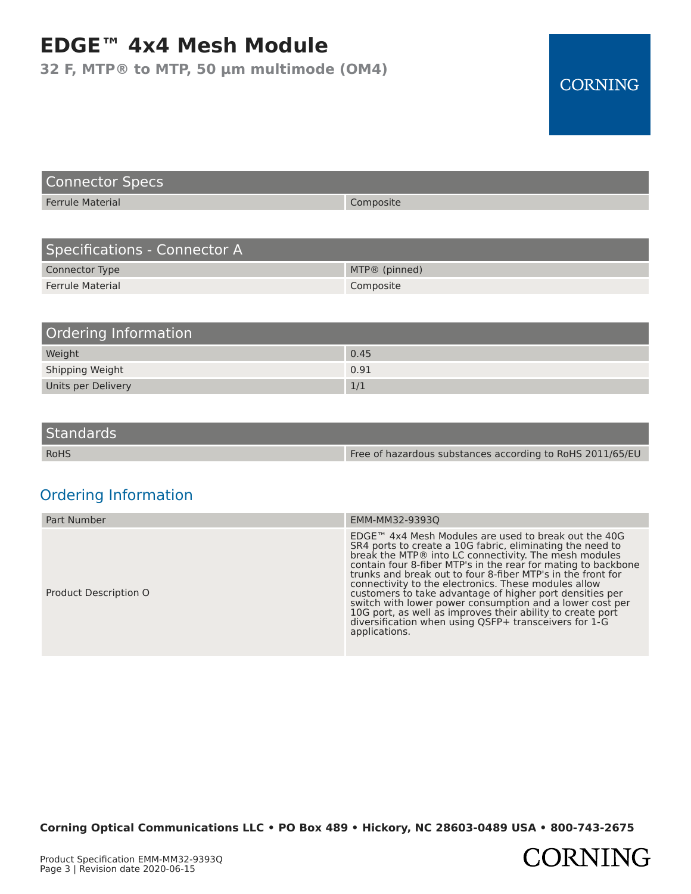# EDGE™ 4x4 Mesh Module

## 32 F, MTP® to MTP, 50 µm multimode (OM4)

CORNING

| Connector Specs | |
|---|---|
| Ferrule Material | Composite |

| Specifications - Connector A | |
|---|---|
| Connector Type | MTP® (pinned) |
| Ferrule Material | Composite |

| Ordering Information | |
|---|---|
| Weight | 0.45 |
| Shipping Weight | 0.91 |
| Units per Delivery | 1/1 |

| Standards | |
|---|---|
| RoHS | Free of hazardous substances according to RoHS 2011/65/EU |

## Ordering Information

| | |
|---|---|
| Part Number | EMM-MM32-9393Q |
| Product Description O | EDGE™ 4x4 Mesh Modules are used to break out the 40G SR4 ports to create a 10G fabric, eliminating the need to break the MTP® into LC connectivity. The mesh modules contain four 8-fiber MTP's in the rear for mating to backbone trunks and break out to four 8-fiber MTP's in the front for connectivity to the electronics. These modules allow customers to take advantage of higher port densities per switch with lower power consumption and a lower cost per 10G port, as well as improves their ability to create port diversification when using QSFP+ transceivers for 1-G applications. |

**Corning Optical Communications LLC • PO Box 489 • Hickory, NC 28603-0489 USA • 800-743-2675**

Product Specification EMM-MM32-9393Q
Page 3 | Revision date 2020-06-15

CORNING